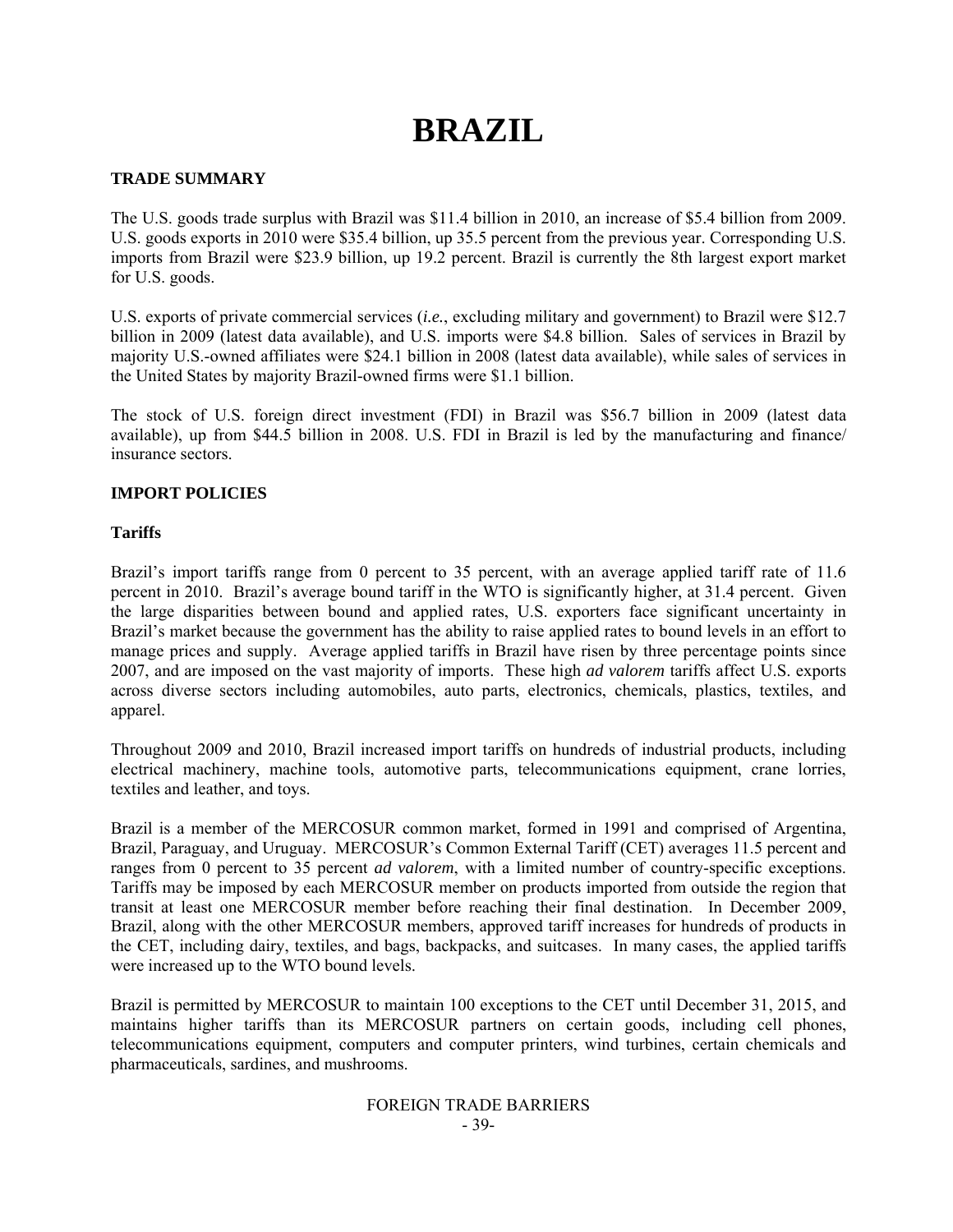# BRAZIL

## TRADE SUMMARY

The U.S. goods trade surplus with Brazil was \$11.4 billion in 2010, an increase of \$5.4 billion from 2009. U.S. goods exports in 2010 were \$35.4 billion, up 35.5 percent from the previous year. Corresponding U.S. imports from Brazil were \$23.9 billion, up 19.2 percent. Brazil is currently the 8th largest export market for U.S. goods.

U.S. exports of private commercial services (*i.e.*, excluding military and government) to Brazil were \$12.7 billion in 2009 (latest data available), and U.S. imports were \$4.8 billion. Sales of services in Brazil by majority U.S.-owned affiliates were \$24.1 billion in 2008 (latest data available), while sales of services in the United States by majority Brazil-owned firms were \$1.1 billion.

The stock of U.S. foreign direct investment (FDI) in Brazil was \$56.7 billion in 2009 (latest data available), up from \$44.5 billion in 2008. U.S. FDI in Brazil is led by the manufacturing and finance/ insurance sectors.

## IMPORT POLICIES

### Tariffs

Brazil's import tariffs range from 0 percent to 35 percent, with an average applied tariff rate of 11.6 percent in 2010. Brazil's average bound tariff in the WTO is significantly higher, at 31.4 percent. Given the large disparities between bound and applied rates, U.S. exporters face significant uncertainty in Brazil's market because the government has the ability to raise applied rates to bound levels in an effort to manage prices and supply. Average applied tariffs in Brazil have risen by three percentage points since 2007, and are imposed on the vast majority of imports. These high *ad valorem* tariffs affect U.S. exports across diverse sectors including automobiles, auto parts, electronics, chemicals, plastics, textiles, and apparel.

Throughout 2009 and 2010, Brazil increased import tariffs on hundreds of industrial products, including electrical machinery, machine tools, automotive parts, telecommunications equipment, crane lorries, textiles and leather, and toys.

Brazil is a member of the MERCOSUR common market, formed in 1991 and comprised of Argentina, Brazil, Paraguay, and Uruguay. MERCOSUR's Common External Tariff (CET) averages 11.5 percent and ranges from 0 percent to 35 percent *ad valorem*, with a limited number of country-specific exceptions. Tariffs may be imposed by each MERCOSUR member on products imported from outside the region that transit at least one MERCOSUR member before reaching their final destination. In December 2009, Brazil, along with the other MERCOSUR members, approved tariff increases for hundreds of products in the CET, including dairy, textiles, and bags, backpacks, and suitcases. In many cases, the applied tariffs were increased up to the WTO bound levels.

Brazil is permitted by MERCOSUR to maintain 100 exceptions to the CET until December 31, 2015, and maintains higher tariffs than its MERCOSUR partners on certain goods, including cell phones, telecommunications equipment, computers and computer printers, wind turbines, certain chemicals and pharmaceuticals, sardines, and mushrooms.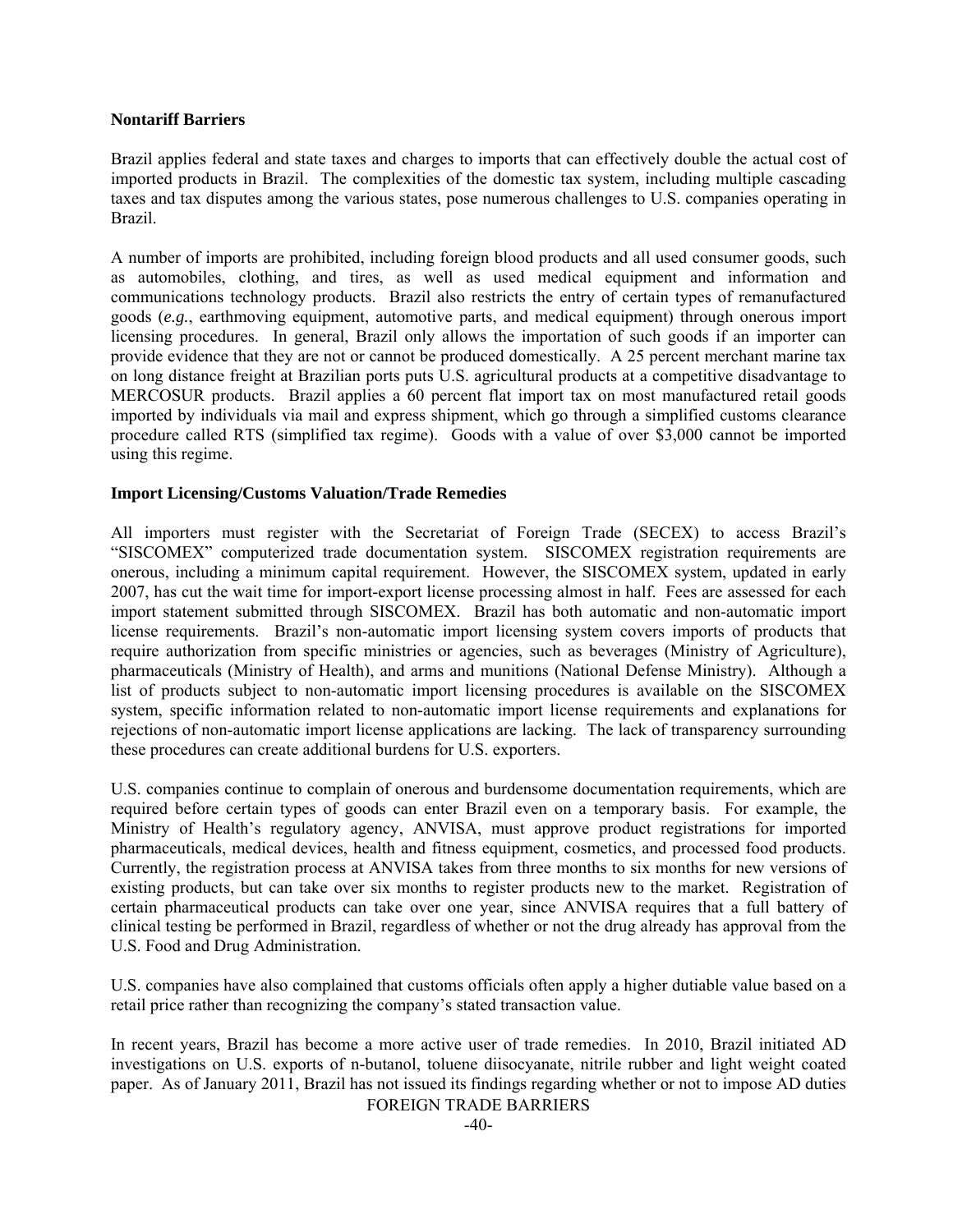**Nontariff Barriers**

Brazil applies federal and state taxes and charges to imports that can effectively double the actual cost of imported products in Brazil. The complexities of the domestic tax system, including multiple cascading taxes and tax disputes among the various states, pose numerous challenges to U.S. companies operating in Brazil.

A number of imports are prohibited, including foreign blood products and all used consumer goods, such as automobiles, clothing, and tires, as well as used medical equipment and information and communications technology products. Brazil also restricts the entry of certain types of remanufactured goods (*e.g.*, earthmoving equipment, automotive parts, and medical equipment) through onerous import licensing procedures. In general, Brazil only allows the importation of such goods if an importer can provide evidence that they are not or cannot be produced domestically. A 25 percent merchant marine tax on long distance freight at Brazilian ports puts U.S. agricultural products at a competitive disadvantage to MERCOSUR products. Brazil applies a 60 percent flat import tax on most manufactured retail goods imported by individuals via mail and express shipment, which go through a simplified customs clearance procedure called RTS (simplified tax regime). Goods with a value of over $3,000 cannot be imported using this regime.

**Import Licensing/Customs Valuation/Trade Remedies**

All importers must register with the Secretariat of Foreign Trade (SECEX) to access Brazil's "SISCOMEX" computerized trade documentation system. SISCOMEX registration requirements are onerous, including a minimum capital requirement. However, the SISCOMEX system, updated in early 2007, has cut the wait time for import-export license processing almost in half. Fees are assessed for each import statement submitted through SISCOMEX. Brazil has both automatic and non-automatic import license requirements. Brazil's non-automatic import licensing system covers imports of products that require authorization from specific ministries or agencies, such as beverages (Ministry of Agriculture), pharmaceuticals (Ministry of Health), and arms and munitions (National Defense Ministry). Although a list of products subject to non-automatic import licensing procedures is available on the SISCOMEX system, specific information related to non-automatic import license requirements and explanations for rejections of non-automatic import license applications are lacking. The lack of transparency surrounding these procedures can create additional burdens for U.S. exporters.

U.S. companies continue to complain of onerous and burdensome documentation requirements, which are required before certain types of goods can enter Brazil even on a temporary basis. For example, the Ministry of Health's regulatory agency, ANVISA, must approve product registrations for imported pharmaceuticals, medical devices, health and fitness equipment, cosmetics, and processed food products. Currently, the registration process at ANVISA takes from three months to six months for new versions of existing products, but can take over six months to register products new to the market. Registration of certain pharmaceutical products can take over one year, since ANVISA requires that a full battery of clinical testing be performed in Brazil, regardless of whether or not the drug already has approval from the U.S. Food and Drug Administration.

U.S. companies have also complained that customs officials often apply a higher dutiable value based on a retail price rather than recognizing the company's stated transaction value.

In recent years, Brazil has become a more active user of trade remedies. In 2010, Brazil initiated AD investigations on U.S. exports of n-butanol, toluene diisocyanate, nitrile rubber and light weight coated paper. As of January 2011, Brazil has not issued its findings regarding whether or not to impose AD duties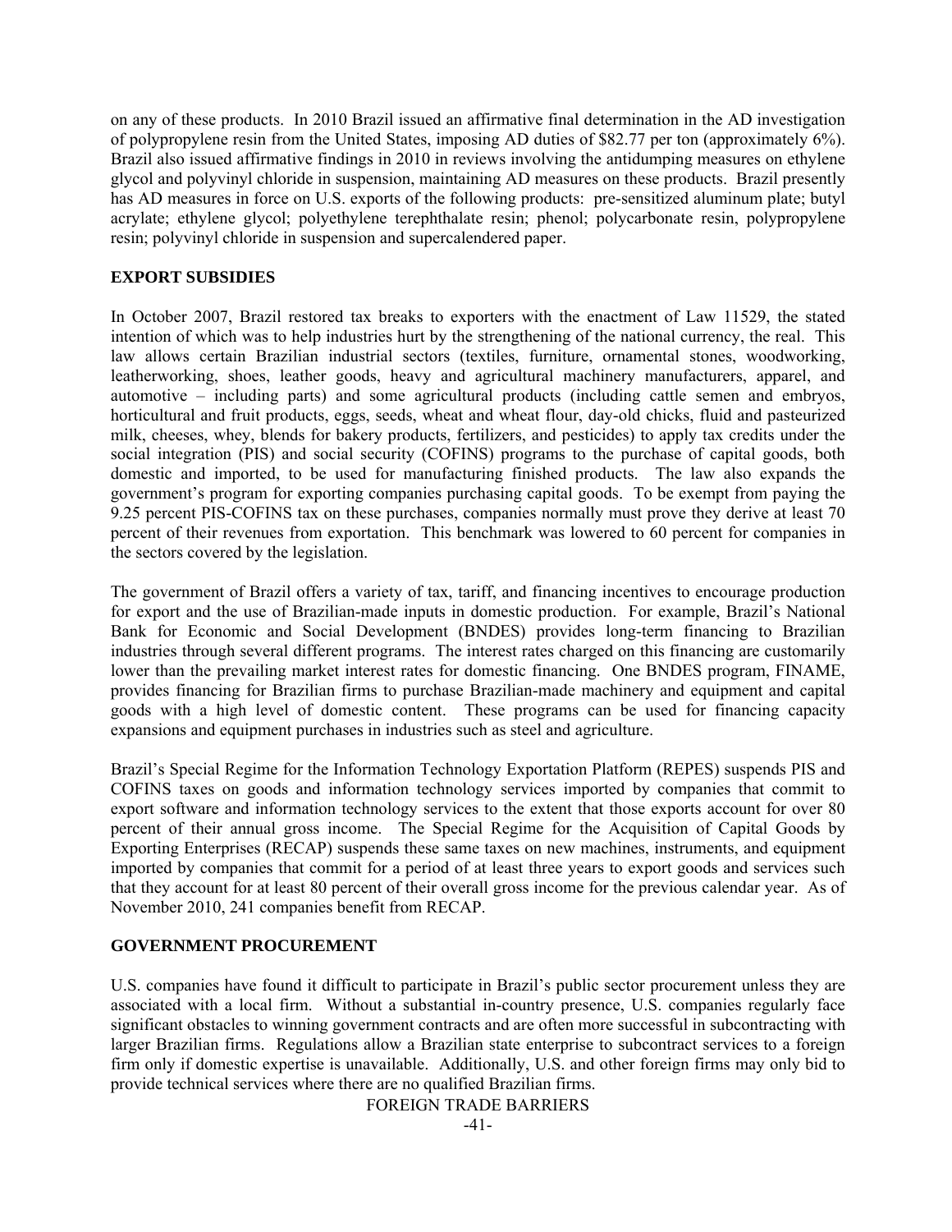on any of these products. In 2010 Brazil issued an affirmative final determination in the AD investigation of polypropylene resin from the United States, imposing AD duties of $82.77 per ton (approximately 6%). Brazil also issued affirmative findings in 2010 in reviews involving the antidumping measures on ethylene glycol and polyvinyl chloride in suspension, maintaining AD measures on these products. Brazil presently has AD measures in force on U.S. exports of the following products: pre-sensitized aluminum plate; butyl acrylate; ethylene glycol; polyethylene terephthalate resin; phenol; polycarbonate resin, polypropylene resin; polyvinyl chloride in suspension and supercalendered paper.

## EXPORT SUBSIDIES

In October 2007, Brazil restored tax breaks to exporters with the enactment of Law 11529, the stated intention of which was to help industries hurt by the strengthening of the national currency, the real. This law allows certain Brazilian industrial sectors (textiles, furniture, ornamental stones, woodworking, leatherworking, shoes, leather goods, heavy and agricultural machinery manufacturers, apparel, and automotive – including parts) and some agricultural products (including cattle semen and embryos, horticultural and fruit products, eggs, seeds, wheat and wheat flour, day-old chicks, fluid and pasteurized milk, cheeses, whey, blends for bakery products, fertilizers, and pesticides) to apply tax credits under the social integration (PIS) and social security (COFINS) programs to the purchase of capital goods, both domestic and imported, to be used for manufacturing finished products. The law also expands the government's program for exporting companies purchasing capital goods. To be exempt from paying the 9.25 percent PIS-COFINS tax on these purchases, companies normally must prove they derive at least 70 percent of their revenues from exportation. This benchmark was lowered to 60 percent for companies in the sectors covered by the legislation.

The government of Brazil offers a variety of tax, tariff, and financing incentives to encourage production for export and the use of Brazilian-made inputs in domestic production. For example, Brazil's National Bank for Economic and Social Development (BNDES) provides long-term financing to Brazilian industries through several different programs. The interest rates charged on this financing are customarily lower than the prevailing market interest rates for domestic financing. One BNDES program, FINAME, provides financing for Brazilian firms to purchase Brazilian-made machinery and equipment and capital goods with a high level of domestic content. These programs can be used for financing capacity expansions and equipment purchases in industries such as steel and agriculture.

Brazil's Special Regime for the Information Technology Exportation Platform (REPES) suspends PIS and COFINS taxes on goods and information technology services imported by companies that commit to export software and information technology services to the extent that those exports account for over 80 percent of their annual gross income. The Special Regime for the Acquisition of Capital Goods by Exporting Enterprises (RECAP) suspends these same taxes on new machines, instruments, and equipment imported by companies that commit for a period of at least three years to export goods and services such that they account for at least 80 percent of their overall gross income for the previous calendar year. As of November 2010, 241 companies benefit from RECAP.

## GOVERNMENT PROCUREMENT

U.S. companies have found it difficult to participate in Brazil's public sector procurement unless they are associated with a local firm. Without a substantial in-country presence, U.S. companies regularly face significant obstacles to winning government contracts and are often more successful in subcontracting with larger Brazilian firms. Regulations allow a Brazilian state enterprise to subcontract services to a foreign firm only if domestic expertise is unavailable. Additionally, U.S. and other foreign firms may only bid to provide technical services where there are no qualified Brazilian firms.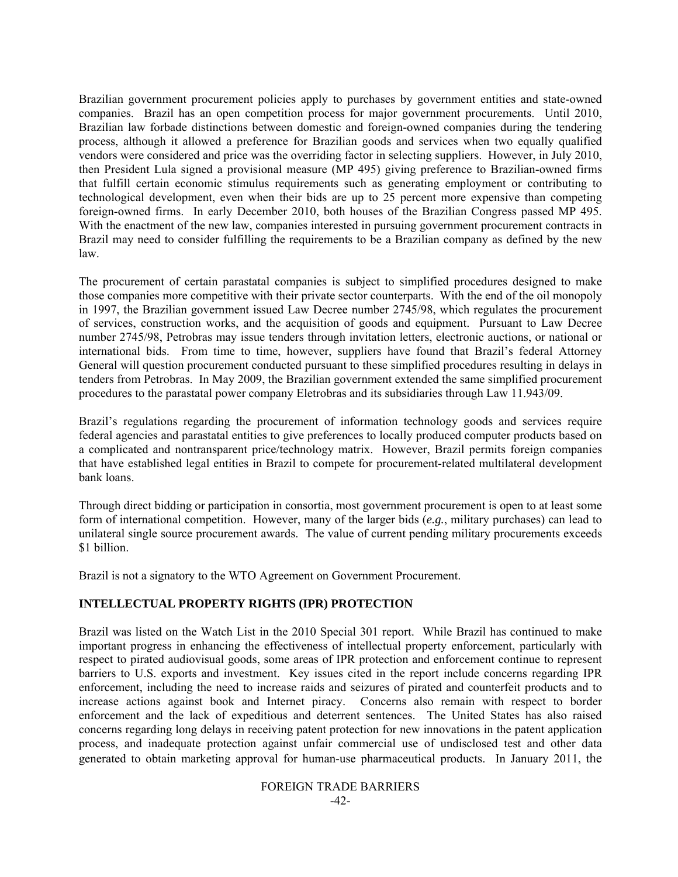Brazilian government procurement policies apply to purchases by government entities and state-owned companies. Brazil has an open competition process for major government procurements. Until 2010, Brazilian law forbade distinctions between domestic and foreign-owned companies during the tendering process, although it allowed a preference for Brazilian goods and services when two equally qualified vendors were considered and price was the overriding factor in selecting suppliers. However, in July 2010, then President Lula signed a provisional measure (MP 495) giving preference to Brazilian-owned firms that fulfill certain economic stimulus requirements such as generating employment or contributing to technological development, even when their bids are up to 25 percent more expensive than competing foreign-owned firms. In early December 2010, both houses of the Brazilian Congress passed MP 495. With the enactment of the new law, companies interested in pursuing government procurement contracts in Brazil may need to consider fulfilling the requirements to be a Brazilian company as defined by the new law.

The procurement of certain parastatal companies is subject to simplified procedures designed to make those companies more competitive with their private sector counterparts. With the end of the oil monopoly in 1997, the Brazilian government issued Law Decree number 2745/98, which regulates the procurement of services, construction works, and the acquisition of goods and equipment. Pursuant to Law Decree number 2745/98, Petrobras may issue tenders through invitation letters, electronic auctions, or national or international bids. From time to time, however, suppliers have found that Brazil's federal Attorney General will question procurement conducted pursuant to these simplified procedures resulting in delays in tenders from Petrobras. In May 2009, the Brazilian government extended the same simplified procurement procedures to the parastatal power company Eletrobras and its subsidiaries through Law 11.943/09.

Brazil's regulations regarding the procurement of information technology goods and services require federal agencies and parastatal entities to give preferences to locally produced computer products based on a complicated and nontransparent price/technology matrix. However, Brazil permits foreign companies that have established legal entities in Brazil to compete for procurement-related multilateral development bank loans.

Through direct bidding or participation in consortia, most government procurement is open to at least some form of international competition. However, many of the larger bids (*e.g.*, military purchases) can lead to unilateral single source procurement awards. The value of current pending military procurements exceeds $1 billion.

Brazil is not a signatory to the WTO Agreement on Government Procurement.

## INTELLECTUAL PROPERTY RIGHTS (IPR) PROTECTION

Brazil was listed on the Watch List in the 2010 Special 301 report. While Brazil has continued to make important progress in enhancing the effectiveness of intellectual property enforcement, particularly with respect to pirated audiovisual goods, some areas of IPR protection and enforcement continue to represent barriers to U.S. exports and investment. Key issues cited in the report include concerns regarding IPR enforcement, including the need to increase raids and seizures of pirated and counterfeit products and to increase actions against book and Internet piracy. Concerns also remain with respect to border enforcement and the lack of expeditious and deterrent sentences. The United States has also raised concerns regarding long delays in receiving patent protection for new innovations in the patent application process, and inadequate protection against unfair commercial use of undisclosed test and other data generated to obtain marketing approval for human-use pharmaceutical products. In January 2011, the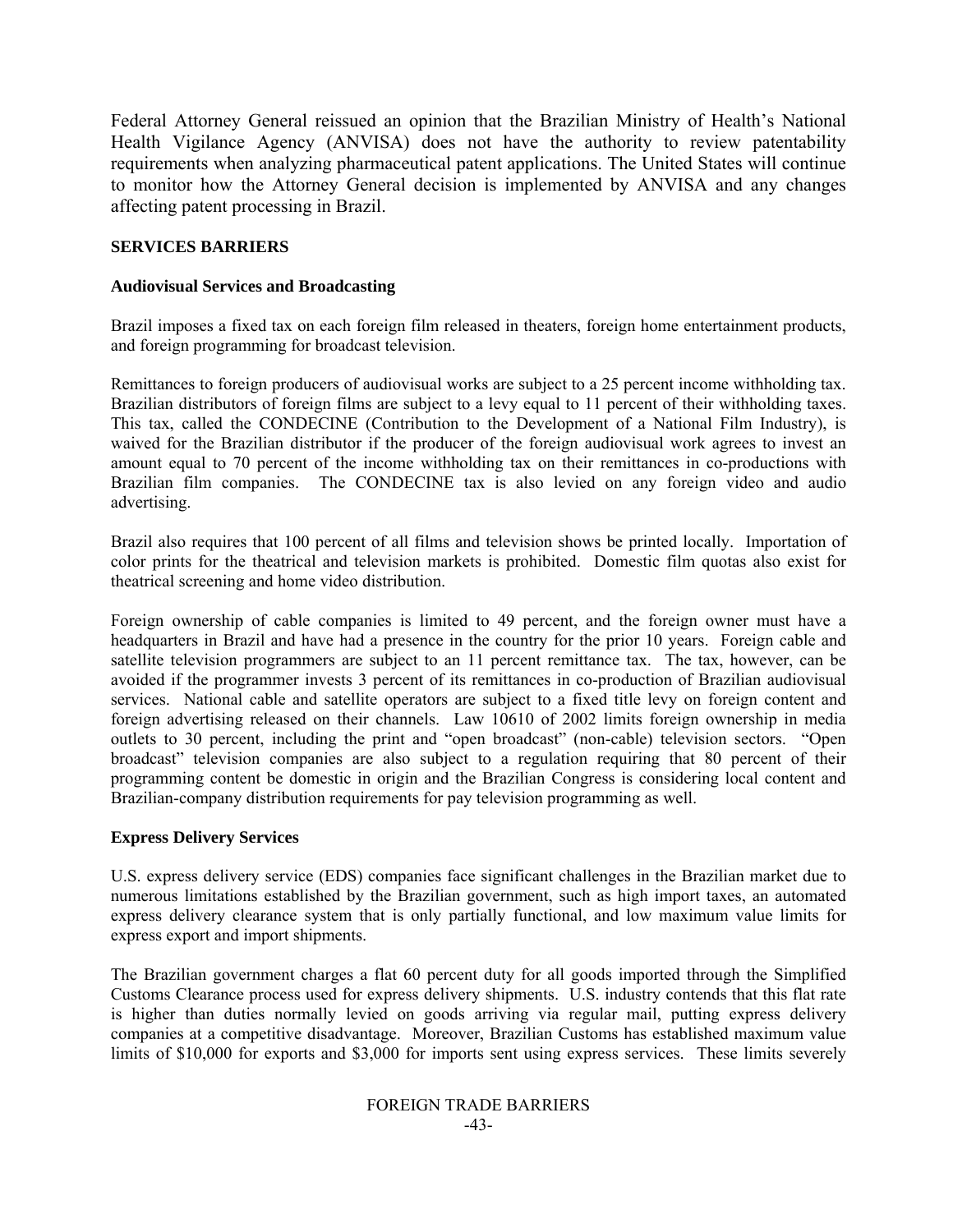Federal Attorney General reissued an opinion that the Brazilian Ministry of Health's National Health Vigilance Agency (ANVISA) does not have the authority to review patentability requirements when analyzing pharmaceutical patent applications. The United States will continue to monitor how the Attorney General decision is implemented by ANVISA and any changes affecting patent processing in Brazil.

## SERVICES BARRIERS

### Audiovisual Services and Broadcasting

Brazil imposes a fixed tax on each foreign film released in theaters, foreign home entertainment products, and foreign programming for broadcast television.

Remittances to foreign producers of audiovisual works are subject to a 25 percent income withholding tax. Brazilian distributors of foreign films are subject to a levy equal to 11 percent of their withholding taxes. This tax, called the CONDECINE (Contribution to the Development of a National Film Industry), is waived for the Brazilian distributor if the producer of the foreign audiovisual work agrees to invest an amount equal to 70 percent of the income withholding tax on their remittances in co-productions with Brazilian film companies. The CONDECINE tax is also levied on any foreign video and audio advertising.

Brazil also requires that 100 percent of all films and television shows be printed locally. Importation of color prints for the theatrical and television markets is prohibited. Domestic film quotas also exist for theatrical screening and home video distribution.

Foreign ownership of cable companies is limited to 49 percent, and the foreign owner must have a headquarters in Brazil and have had a presence in the country for the prior 10 years. Foreign cable and satellite television programmers are subject to an 11 percent remittance tax. The tax, however, can be avoided if the programmer invests 3 percent of its remittances in co-production of Brazilian audiovisual services. National cable and satellite operators are subject to a fixed title levy on foreign content and foreign advertising released on their channels. Law 10610 of 2002 limits foreign ownership in media outlets to 30 percent, including the print and "open broadcast" (non-cable) television sectors. "Open broadcast" television companies are also subject to a regulation requiring that 80 percent of their programming content be domestic in origin and the Brazilian Congress is considering local content and Brazilian-company distribution requirements for pay television programming as well.

### Express Delivery Services

U.S. express delivery service (EDS) companies face significant challenges in the Brazilian market due to numerous limitations established by the Brazilian government, such as high import taxes, an automated express delivery clearance system that is only partially functional, and low maximum value limits for express export and import shipments.

The Brazilian government charges a flat 60 percent duty for all goods imported through the Simplified Customs Clearance process used for express delivery shipments. U.S. industry contends that this flat rate is higher than duties normally levied on goods arriving via regular mail, putting express delivery companies at a competitive disadvantage. Moreover, Brazilian Customs has established maximum value limits of $10,000 for exports and $3,000 for imports sent using express services. These limits severely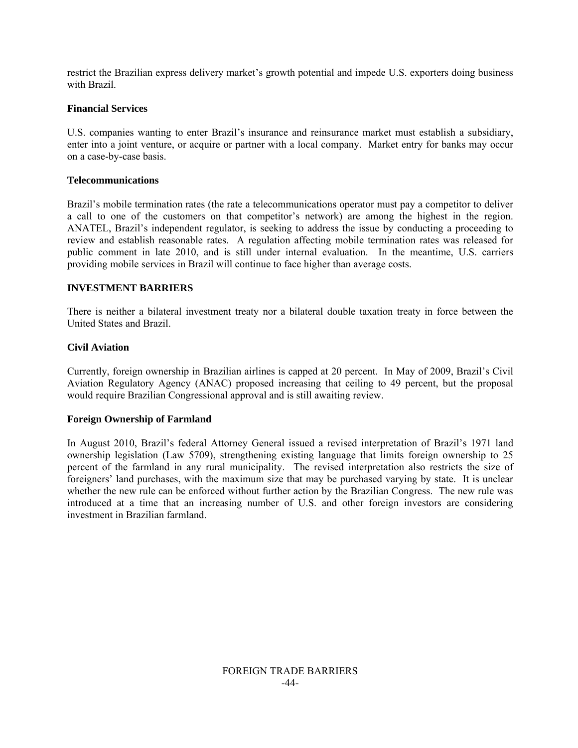restrict the Brazilian express delivery market's growth potential and impede U.S. exporters doing business with Brazil.

**Financial Services**

U.S. companies wanting to enter Brazil's insurance and reinsurance market must establish a subsidiary, enter into a joint venture, or acquire or partner with a local company. Market entry for banks may occur on a case-by-case basis.

**Telecommunications**

Brazil's mobile termination rates (the rate a telecommunications operator must pay a competitor to deliver a call to one of the customers on that competitor's network) are among the highest in the region. ANATEL, Brazil's independent regulator, is seeking to address the issue by conducting a proceeding to review and establish reasonable rates. A regulation affecting mobile termination rates was released for public comment in late 2010, and is still under internal evaluation. In the meantime, U.S. carriers providing mobile services in Brazil will continue to face higher than average costs.

## INVESTMENT BARRIERS

There is neither a bilateral investment treaty nor a bilateral double taxation treaty in force between the United States and Brazil.

**Civil Aviation**

Currently, foreign ownership in Brazilian airlines is capped at 20 percent. In May of 2009, Brazil's Civil Aviation Regulatory Agency (ANAC) proposed increasing that ceiling to 49 percent, but the proposal would require Brazilian Congressional approval and is still awaiting review.

**Foreign Ownership of Farmland**

In August 2010, Brazil's federal Attorney General issued a revised interpretation of Brazil's 1971 land ownership legislation (Law 5709), strengthening existing language that limits foreign ownership to 25 percent of the farmland in any rural municipality. The revised interpretation also restricts the size of foreigners' land purchases, with the maximum size that may be purchased varying by state. It is unclear whether the new rule can be enforced without further action by the Brazilian Congress. The new rule was introduced at a time that an increasing number of U.S. and other foreign investors are considering investment in Brazilian farmland.